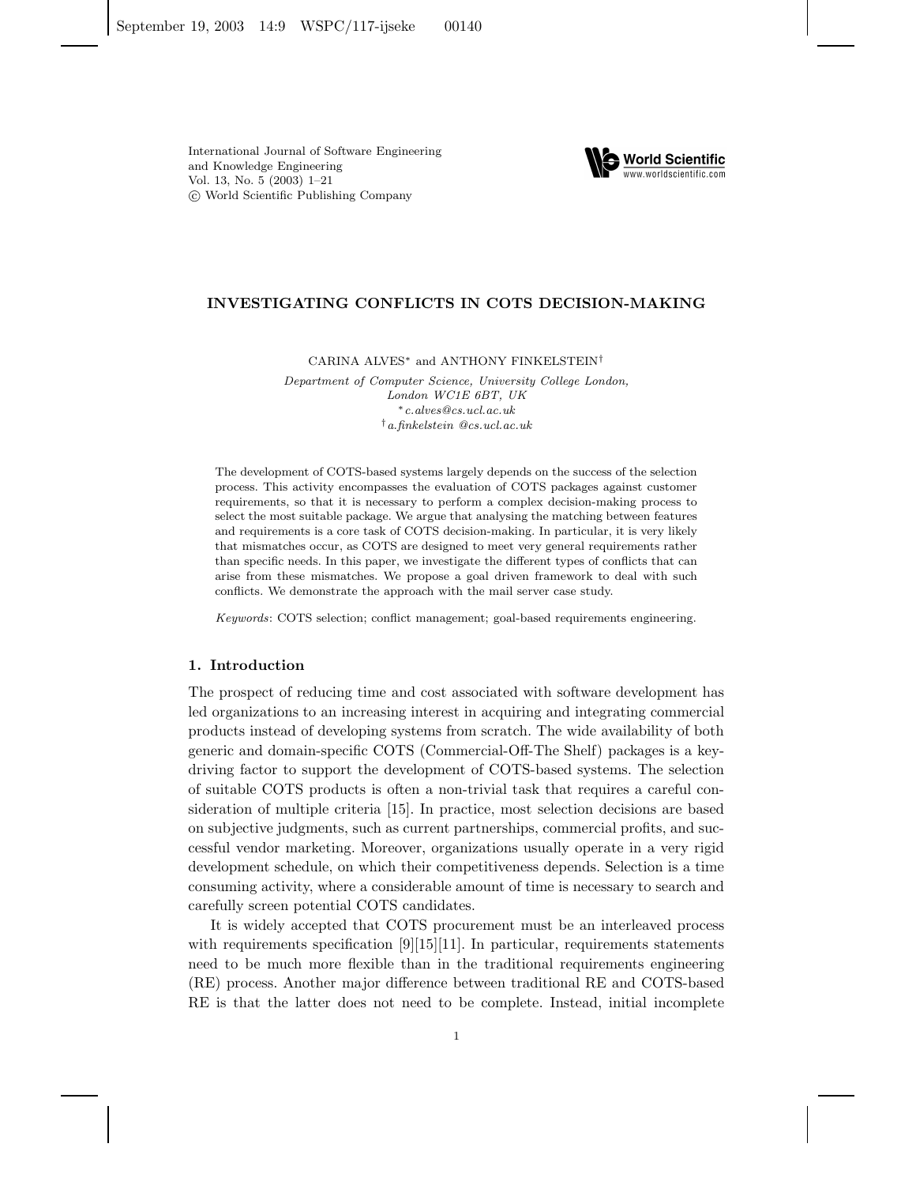# INVESTIGATING CONFLICTS IN COTS DECISION-MAKING

CARINA ALVES[*] and ANTHONY FINKELSTEIN[†]

*Department of Computer Science, University College London,*
*London WC1E 6BT, UK*
[*] *c.alves@cs.ucl.ac.uk*
[†] *a.finkelstein @cs.ucl.ac.uk*

The development of COTS-based systems largely depends on the success of the selection process. This activity encompasses the evaluation of COTS packages against customer requirements, so that it is necessary to perform a complex decision-making process to select the most suitable package. We argue that analysing the matching between features and requirements is a core task of COTS decision-making. In particular, it is very likely that mismatches occur, as COTS are designed to meet very general requirements rather than specific needs. In this paper, we investigate the different types of conflicts that can arise from these mismatches. We propose a goal driven framework to deal with such conflicts. We demonstrate the approach with the mail server case study.

*Keywords*: COTS selection; conflict management; goal-based requirements engineering.

## 1. Introduction

The prospect of reducing time and cost associated with software development has led organizations to an increasing interest in acquiring and integrating commercial products instead of developing systems from scratch. The wide availability of both generic and domain-specific COTS (Commercial-Off-The Shelf) packages is a key-driving factor to support the development of COTS-based systems. The selection of suitable COTS products is often a non-trivial task that requires a careful consideration of multiple criteria [15]. In practice, most selection decisions are based on subjective judgments, such as current partnerships, commercial profits, and successful vendor marketing. Moreover, organizations usually operate in a very rigid development schedule, on which their competitiveness depends. Selection is a time consuming activity, where a considerable amount of time is necessary to search and carefully screen potential COTS candidates.

It is widely accepted that COTS procurement must be an interleaved process with requirements specification [9][15][11]. In particular, requirements statements need to be much more flexible than in the traditional requirements engineering (RE) process. Another major difference between traditional RE and COTS-based RE is that the latter does not need to be complete. Instead, initial incomplete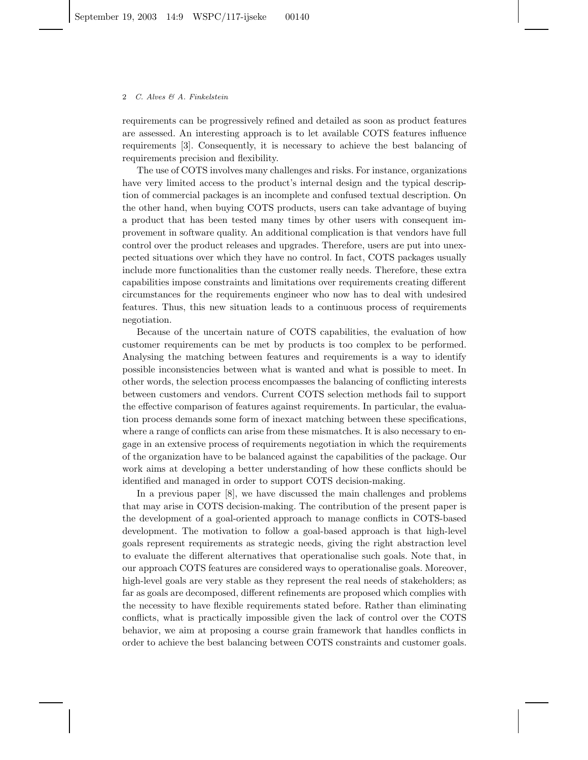requirements can be progressively refined and detailed as soon as product features are assessed. An interesting approach is to let available COTS features influence requirements [3]. Consequently, it is necessary to achieve the best balancing of requirements precision and flexibility.

The use of COTS involves many challenges and risks. For instance, organizations have very limited access to the product's internal design and the typical description of commercial packages is an incomplete and confused textual description. On the other hand, when buying COTS products, users can take advantage of buying a product that has been tested many times by other users with consequent improvement in software quality. An additional complication is that vendors have full control over the product releases and upgrades. Therefore, users are put into unexpected situations over which they have no control. In fact, COTS packages usually include more functionalities than the customer really needs. Therefore, these extra capabilities impose constraints and limitations over requirements creating different circumstances for the requirements engineer who now has to deal with undesired features. Thus, this new situation leads to a continuous process of requirements negotiation.

Because of the uncertain nature of COTS capabilities, the evaluation of how customer requirements can be met by products is too complex to be performed. Analysing the matching between features and requirements is a way to identify possible inconsistencies between what is wanted and what is possible to meet. In other words, the selection process encompasses the balancing of conflicting interests between customers and vendors. Current COTS selection methods fail to support the effective comparison of features against requirements. In particular, the evaluation process demands some form of inexact matching between these specifications, where a range of conflicts can arise from these mismatches. It is also necessary to engage in an extensive process of requirements negotiation in which the requirements of the organization have to be balanced against the capabilities of the package. Our work aims at developing a better understanding of how these conflicts should be identified and managed in order to support COTS decision-making.

In a previous paper [8], we have discussed the main challenges and problems that may arise in COTS decision-making. The contribution of the present paper is the development of a goal-oriented approach to manage conflicts in COTS-based development. The motivation to follow a goal-based approach is that high-level goals represent requirements as strategic needs, giving the right abstraction level to evaluate the different alternatives that operationalise such goals. Note that, in our approach COTS features are considered ways to operationalise goals. Moreover, high-level goals are very stable as they represent the real needs of stakeholders; as far as goals are decomposed, different refinements are proposed which complies with the necessity to have flexible requirements stated before. Rather than eliminating conflicts, what is practically impossible given the lack of control over the COTS behavior, we aim at proposing a course grain framework that handles conflicts in order to achieve the best balancing between COTS constraints and customer goals.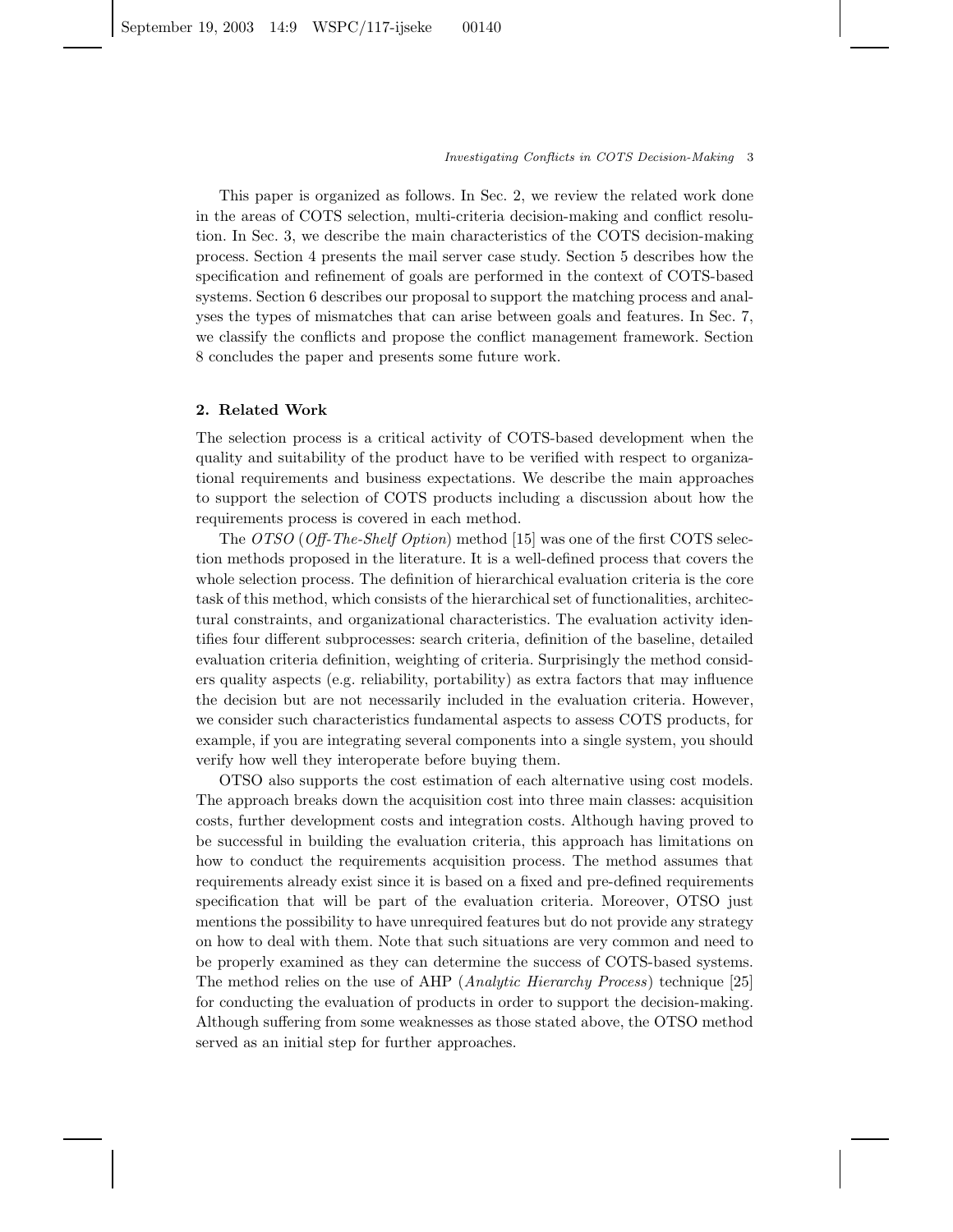This paper is organized as follows. In Sec. 2, we review the related work done in the areas of COTS selection, multi-criteria decision-making and conflict resolution. In Sec. 3, we describe the main characteristics of the COTS decision-making process. Section 4 presents the mail server case study. Section 5 describes how the specification and refinement of goals are performed in the context of COTS-based systems. Section 6 describes our proposal to support the matching process and analyses the types of mismatches that can arise between goals and features. In Sec. 7, we classify the conflicts and propose the conflict management framework. Section 8 concludes the paper and presents some future work.

## 2. Related Work

The selection process is a critical activity of COTS-based development when the quality and suitability of the product have to be verified with respect to organizational requirements and business expectations. We describe the main approaches to support the selection of COTS products including a discussion about how the requirements process is covered in each method.

The *OTSO* (*Off-The-Shelf Option*) method [15] was one of the first COTS selection methods proposed in the literature. It is a well-defined process that covers the whole selection process. The definition of hierarchical evaluation criteria is the core task of this method, which consists of the hierarchical set of functionalities, architectural constraints, and organizational characteristics. The evaluation activity identifies four different subprocesses: search criteria, definition of the baseline, detailed evaluation criteria definition, weighting of criteria. Surprisingly the method considers quality aspects (e.g. reliability, portability) as extra factors that may influence the decision but are not necessarily included in the evaluation criteria. However, we consider such characteristics fundamental aspects to assess COTS products, for example, if you are integrating several components into a single system, you should verify how well they interoperate before buying them.

OTSO also supports the cost estimation of each alternative using cost models. The approach breaks down the acquisition cost into three main classes: acquisition costs, further development costs and integration costs. Although having proved to be successful in building the evaluation criteria, this approach has limitations on how to conduct the requirements acquisition process. The method assumes that requirements already exist since it is based on a fixed and pre-defined requirements specification that will be part of the evaluation criteria. Moreover, OTSO just mentions the possibility to have unrequired features but do not provide any strategy on how to deal with them. Note that such situations are very common and need to be properly examined as they can determine the success of COTS-based systems. The method relies on the use of AHP (*Analytic Hierarchy Process*) technique [25] for conducting the evaluation of products in order to support the decision-making. Although suffering from some weaknesses as those stated above, the OTSO method served as an initial step for further approaches.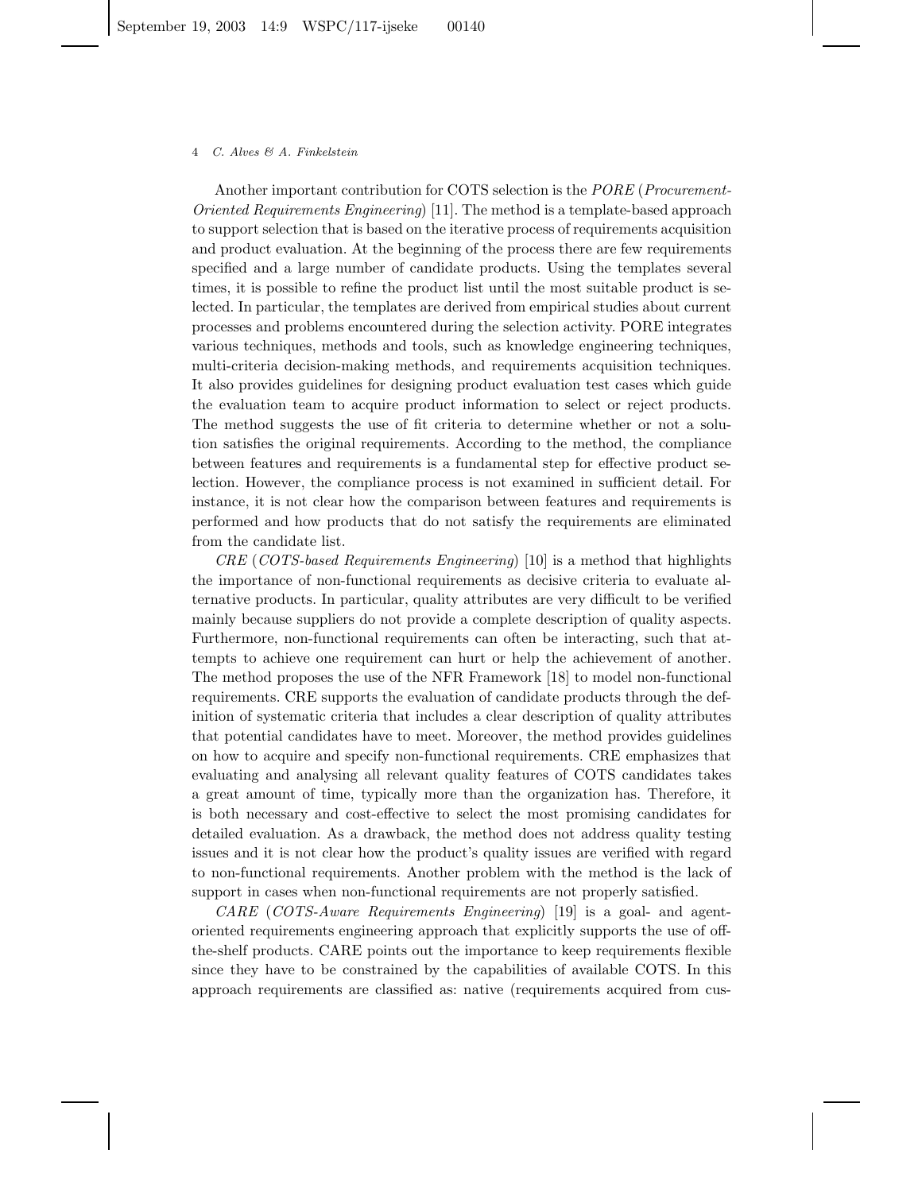Another important contribution for COTS selection is the *PORE* (*Procurement-Oriented Requirements Engineering*) [11]. The method is a template-based approach to support selection that is based on the iterative process of requirements acquisition and product evaluation. At the beginning of the process there are few requirements specified and a large number of candidate products. Using the templates several times, it is possible to refine the product list until the most suitable product is selected. In particular, the templates are derived from empirical studies about current processes and problems encountered during the selection activity. PORE integrates various techniques, methods and tools, such as knowledge engineering techniques, multi-criteria decision-making methods, and requirements acquisition techniques. It also provides guidelines for designing product evaluation test cases which guide the evaluation team to acquire product information to select or reject products. The method suggests the use of fit criteria to determine whether or not a solution satisfies the original requirements. According to the method, the compliance between features and requirements is a fundamental step for effective product selection. However, the compliance process is not examined in sufficient detail. For instance, it is not clear how the comparison between features and requirements is performed and how products that do not satisfy the requirements are eliminated from the candidate list.

*CRE* (*COTS-based Requirements Engineering*) [10] is a method that highlights the importance of non-functional requirements as decisive criteria to evaluate alternative products. In particular, quality attributes are very difficult to be verified mainly because suppliers do not provide a complete description of quality aspects. Furthermore, non-functional requirements can often be interacting, such that attempts to achieve one requirement can hurt or help the achievement of another. The method proposes the use of the NFR Framework [18] to model non-functional requirements. CRE supports the evaluation of candidate products through the definition of systematic criteria that includes a clear description of quality attributes that potential candidates have to meet. Moreover, the method provides guidelines on how to acquire and specify non-functional requirements. CRE emphasizes that evaluating and analysing all relevant quality features of COTS candidates takes a great amount of time, typically more than the organization has. Therefore, it is both necessary and cost-effective to select the most promising candidates for detailed evaluation. As a drawback, the method does not address quality testing issues and it is not clear how the product's quality issues are verified with regard to non-functional requirements. Another problem with the method is the lack of support in cases when non-functional requirements are not properly satisfied.

*CARE* (*COTS-Aware Requirements Engineering*) [19] is a goal- and agent-oriented requirements engineering approach that explicitly supports the use of off-the-shelf products. CARE points out the importance to keep requirements flexible since they have to be constrained by the capabilities of available COTS. In this approach requirements are classified as: native (requirements acquired from cus-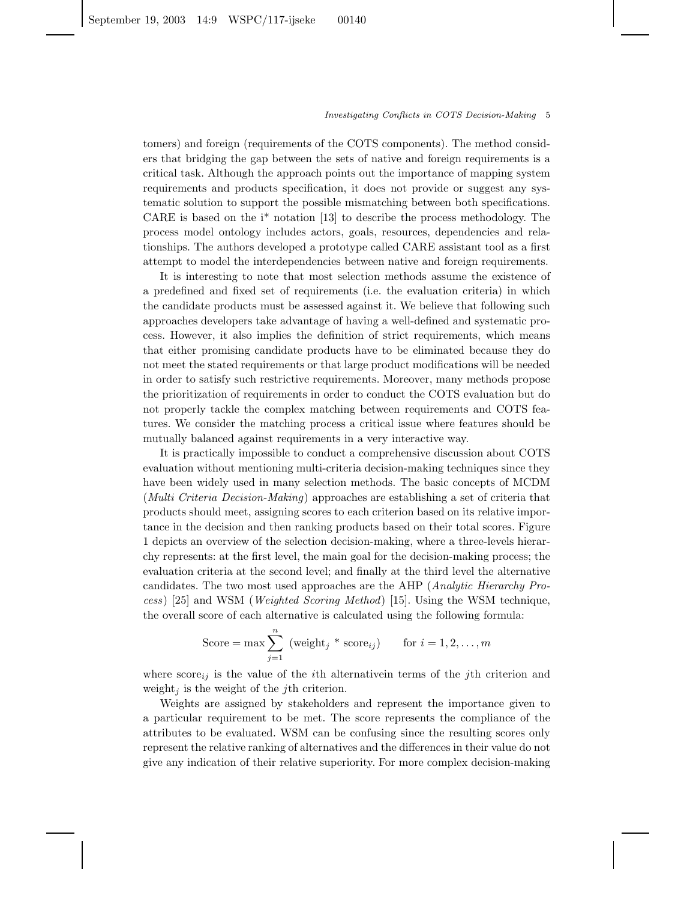tomers) and foreign (requirements of the COTS components). The method considers that bridging the gap between the sets of native and foreign requirements is a critical task. Although the approach points out the importance of mapping system requirements and products specification, it does not provide or suggest any systematic solution to support the possible mismatching between both specifications. CARE is based on the i* notation [13] to describe the process methodology. The process model ontology includes actors, goals, resources, dependencies and relationships. The authors developed a prototype called CARE assistant tool as a first attempt to model the interdependencies between native and foreign requirements.

It is interesting to note that most selection methods assume the existence of a predefined and fixed set of requirements (i.e. the evaluation criteria) in which the candidate products must be assessed against it. We believe that following such approaches developers take advantage of having a well-defined and systematic process. However, it also implies the definition of strict requirements, which means that either promising candidate products have to be eliminated because they do not meet the stated requirements or that large product modifications will be needed in order to satisfy such restrictive requirements. Moreover, many methods propose the prioritization of requirements in order to conduct the COTS evaluation but do not properly tackle the complex matching between requirements and COTS features. We consider the matching process a critical issue where features should be mutually balanced against requirements in a very interactive way.

It is practically impossible to conduct a comprehensive discussion about COTS evaluation without mentioning multi-criteria decision-making techniques since they have been widely used in many selection methods. The basic concepts of MCDM (*Multi Criteria Decision-Making*) approaches are establishing a set of criteria that products should meet, assigning scores to each criterion based on its relative importance in the decision and then ranking products based on their total scores. Figure 1 depicts an overview of the selection decision-making, where a three-levels hierarchy represents: at the first level, the main goal for the decision-making process; the evaluation criteria at the second level; and finally at the third level the alternative candidates. The two most used approaches are the AHP (*Analytic Hierarchy Process*) [25] and WSM (*Weighted Scoring Method*) [15]. Using the WSM technique, the overall score of each alternative is calculated using the following formula:

$$\text{Score} = \max \sum_{j=1}^{n} (\text{weight}_j * \text{score}_{ij}) \qquad \text{for } i = 1, 2, \ldots, m$$

where $\text{score}_{ij}$ is the value of the $i$th alternativein terms of the $j$th criterion and $\text{weight}_j$ is the weight of the $j$th criterion.

Weights are assigned by stakeholders and represent the importance given to a particular requirement to be met. The score represents the compliance of the attributes to be evaluated. WSM can be confusing since the resulting scores only represent the relative ranking of alternatives and the differences in their value do not give any indication of their relative superiority. For more complex decision-making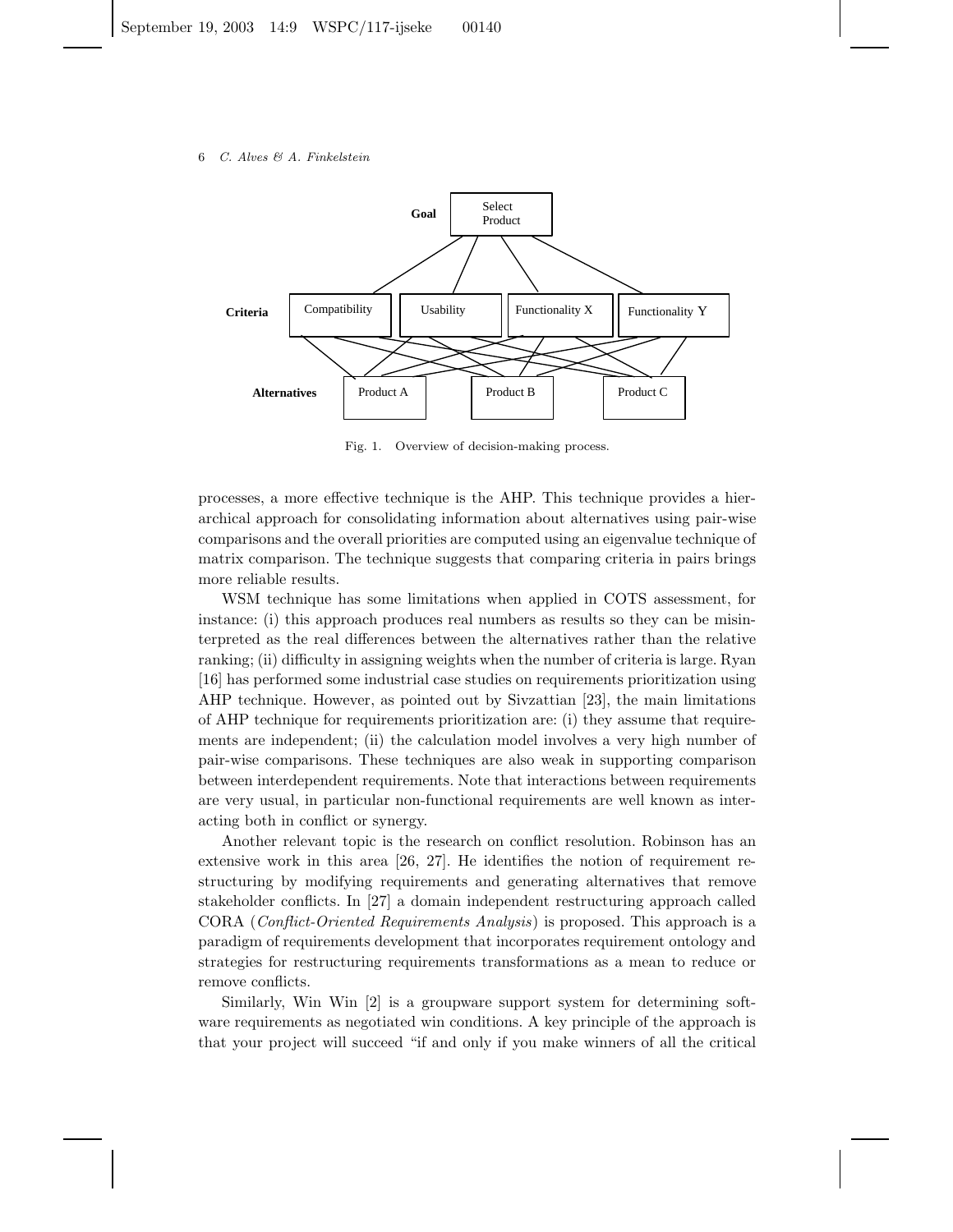Fig. 1. Overview of decision-making process.

processes, a more effective technique is the AHP. This technique provides a hierarchical approach for consolidating information about alternatives using pair-wise comparisons and the overall priorities are computed using an eigenvalue technique of matrix comparison. The technique suggests that comparing criteria in pairs brings more reliable results.

WSM technique has some limitations when applied in COTS assessment, for instance: (i) this approach produces real numbers as results so they can be misinterpreted as the real differences between the alternatives rather than the relative ranking; (ii) difficulty in assigning weights when the number of criteria is large. Ryan [16] has performed some industrial case studies on requirements prioritization using AHP technique. However, as pointed out by Sivzattian [23], the main limitations of AHP technique for requirements prioritization are: (i) they assume that requirements are independent; (ii) the calculation model involves a very high number of pair-wise comparisons. These techniques are also weak in supporting comparison between interdependent requirements. Note that interactions between requirements are very usual, in particular non-functional requirements are well known as interacting both in conflict or synergy.

Another relevant topic is the research on conflict resolution. Robinson has an extensive work in this area [26, 27]. He identifies the notion of requirement restructuring by modifying requirements and generating alternatives that remove stakeholder conflicts. In [27] a domain independent restructuring approach called CORA (*Conflict-Oriented Requirements Analysis*) is proposed. This approach is a paradigm of requirements development that incorporates requirement ontology and strategies for restructuring requirements transformations as a mean to reduce or remove conflicts.

Similarly, Win Win [2] is a groupware support system for determining software requirements as negotiated win conditions. A key principle of the approach is that your project will succeed "if and only if you make winners of all the critical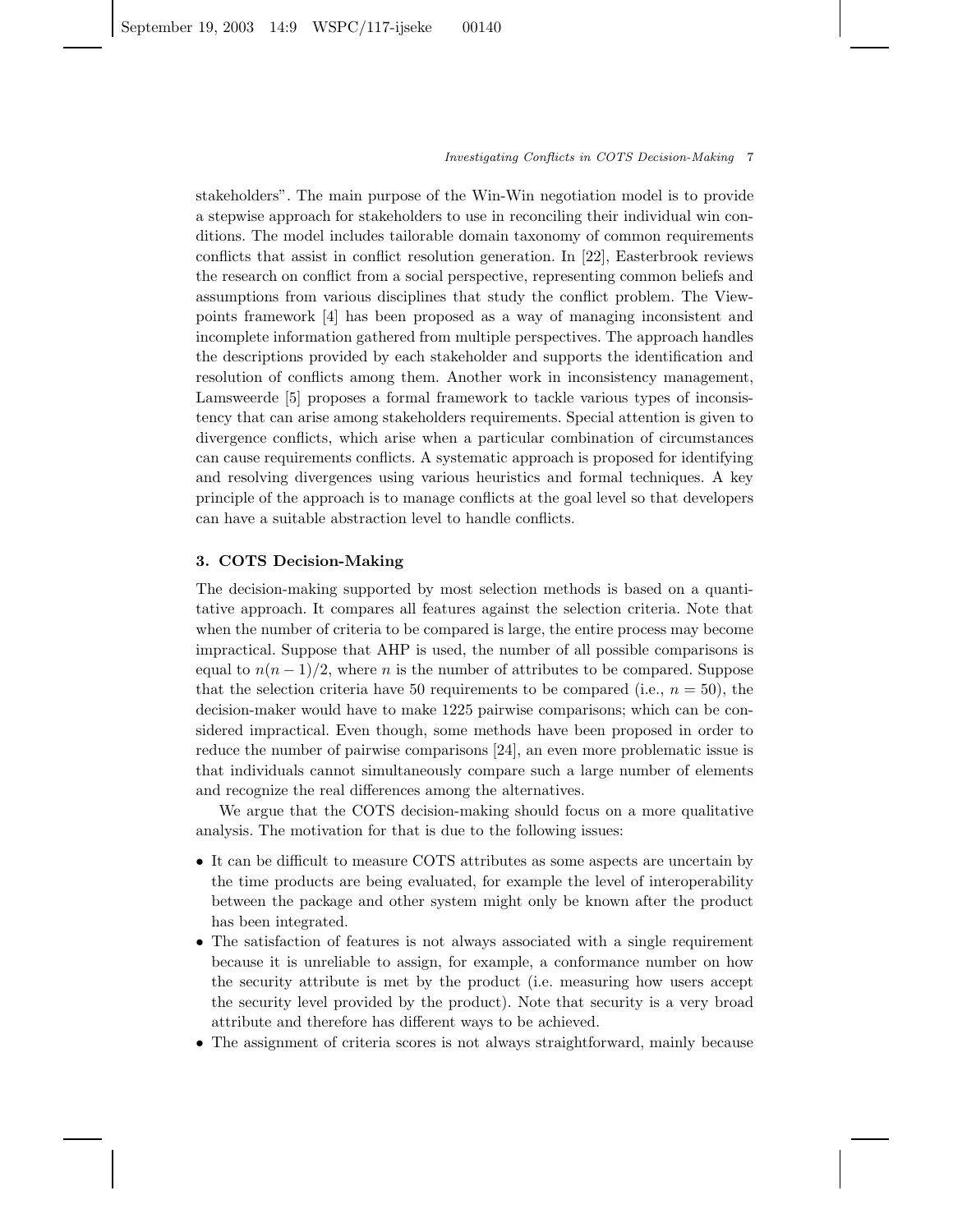stakeholders". The main purpose of the Win-Win negotiation model is to provide a stepwise approach for stakeholders to use in reconciling their individual win conditions. The model includes tailorable domain taxonomy of common requirements conflicts that assist in conflict resolution generation. In [22], Easterbrook reviews the research on conflict from a social perspective, representing common beliefs and assumptions from various disciplines that study the conflict problem. The Viewpoints framework [4] has been proposed as a way of managing inconsistent and incomplete information gathered from multiple perspectives. The approach handles the descriptions provided by each stakeholder and supports the identification and resolution of conflicts among them. Another work in inconsistency management, Lamsweerde [5] proposes a formal framework to tackle various types of inconsistency that can arise among stakeholders requirements. Special attention is given to divergence conflicts, which arise when a particular combination of circumstances can cause requirements conflicts. A systematic approach is proposed for identifying and resolving divergences using various heuristics and formal techniques. A key principle of the approach is to manage conflicts at the goal level so that developers can have a suitable abstraction level to handle conflicts.

## 3. COTS Decision-Making

The decision-making supported by most selection methods is based on a quantitative approach. It compares all features against the selection criteria. Note that when the number of criteria to be compared is large, the entire process may become impractical. Suppose that AHP is used, the number of all possible comparisons is equal to $n(n-1)/2$, where $n$ is the number of attributes to be compared. Suppose that the selection criteria have 50 requirements to be compared (i.e., $n = 50$), the decision-maker would have to make 1225 pairwise comparisons; which can be considered impractical. Even though, some methods have been proposed in order to reduce the number of pairwise comparisons [24], an even more problematic issue is that individuals cannot simultaneously compare such a large number of elements and recognize the real differences among the alternatives.

We argue that the COTS decision-making should focus on a more qualitative analysis. The motivation for that is due to the following issues:

- It can be difficult to measure COTS attributes as some aspects are uncertain by the time products are being evaluated, for example the level of interoperability between the package and other system might only be known after the product has been integrated.
- The satisfaction of features is not always associated with a single requirement because it is unreliable to assign, for example, a conformance number on how the security attribute is met by the product (i.e. measuring how users accept the security level provided by the product). Note that security is a very broad attribute and therefore has different ways to be achieved.
- The assignment of criteria scores is not always straightforward, mainly because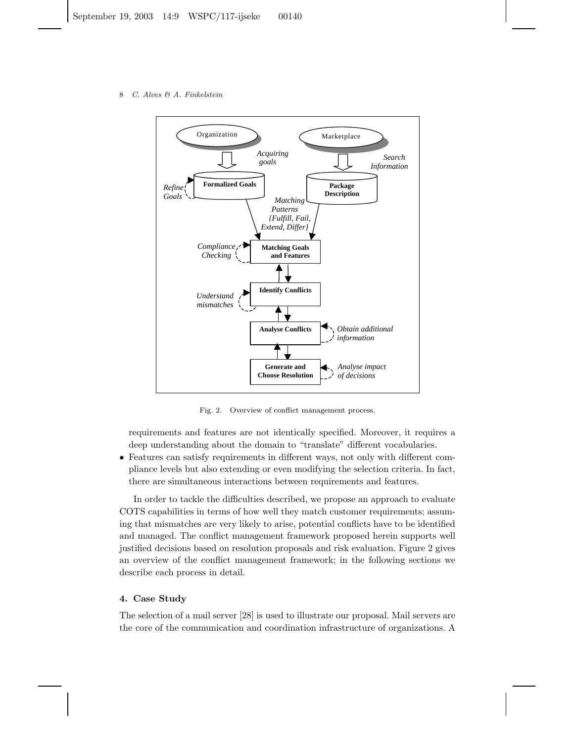Fig. 2. Overview of conflict management process.

requirements and features are not identically specified. Moreover, it requires a deep understanding about the domain to "translate" different vocabularies.

- Features can satisfy requirements in different ways, not only with different compliance levels but also extending or even modifying the selection criteria. In fact, there are simultaneous interactions between requirements and features.

In order to tackle the difficulties described, we propose an approach to evaluate COTS capabilities in terms of how well they match customer requirements; assuming that mismatches are very likely to arise, potential conflicts have to be identified and managed. The conflict management framework proposed herein supports well justified decisions based on resolution proposals and risk evaluation. Figure 2 gives an overview of the conflict management framework; in the following sections we describe each process in detail.

## 4. Case Study

The selection of a mail server [28] is used to illustrate our proposal. Mail servers are the core of the communication and coordination infrastructure of organizations. A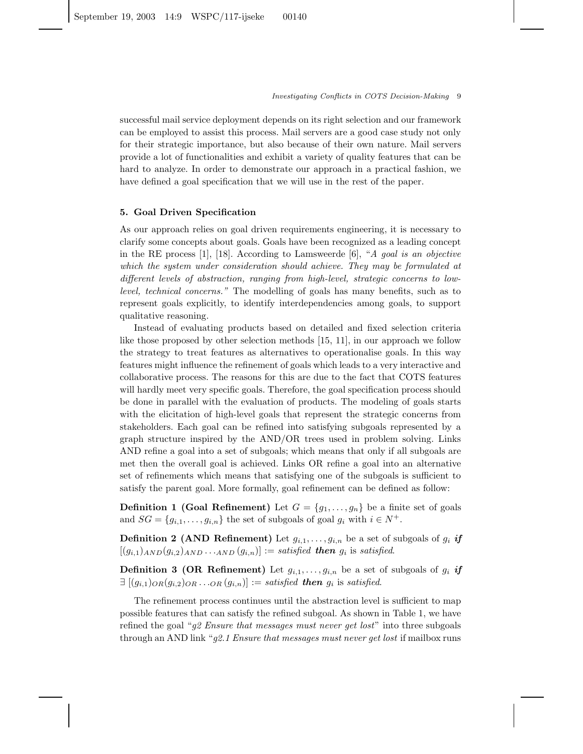successful mail service deployment depends on its right selection and our framework can be employed to assist this process. Mail servers are a good case study not only for their strategic importance, but also because of their own nature. Mail servers provide a lot of functionalities and exhibit a variety of quality features that can be hard to analyze. In order to demonstrate our approach in a practical fashion, we have defined a goal specification that we will use in the rest of the paper.

## 5. Goal Driven Specification

As our approach relies on goal driven requirements engineering, it is necessary to clarify some concepts about goals. Goals have been recognized as a leading concept in the RE process [1], [18]. According to Lamsweerde [6], "*A goal is an objective which the system under consideration should achieve. They may be formulated at different levels of abstraction, ranging from high-level, strategic concerns to low-level, technical concerns.*" The modelling of goals has many benefits, such as to represent goals explicitly, to identify interdependencies among goals, to support qualitative reasoning.

Instead of evaluating products based on detailed and fixed selection criteria like those proposed by other selection methods [15, 11], in our approach we follow the strategy to treat features as alternatives to operationalise goals. In this way features might influence the refinement of goals which leads to a very interactive and collaborative process. The reasons for this are due to the fact that COTS features will hardly meet very specific goals. Therefore, the goal specification process should be done in parallel with the evaluation of products. The modeling of goals starts with the elicitation of high-level goals that represent the strategic concerns from stakeholders. Each goal can be refined into satisfying subgoals represented by a graph structure inspired by the AND/OR trees used in problem solving. Links AND refine a goal into a set of subgoals; which means that only if all subgoals are met then the overall goal is achieved. Links OR refine a goal into an alternative set of refinements which means that satisfying one of the subgoals is sufficient to satisfy the parent goal. More formally, goal refinement can be defined as follow:

**Definition 1 (Goal Refinement)** Let $G = \{g_1, \ldots, g_n\}$ be a finite set of goals and $SG = \{g_{i,1}, \ldots, g_{i,n}\}$ the set of subgoals of goal $g_i$ with $i \in N^+$.

**Definition 2 (AND Refinement)** Let $g_{i,1}, \ldots, g_{i,n}$ be a set of subgoals of $g_i$ ***if*** $[(g_{i,1})_{AND}(g_{i,2})_{AND} \ldots_{AND} (g_{i,n})] :=$ *satisfied* ***then*** $g_i$ is *satisfied*.

**Definition 3 (OR Refinement)** Let $g_{i,1}, \ldots, g_{i,n}$ be a set of subgoals of $g_i$ ***if*** $\exists\ [(g_{i,1})_{OR}(g_{i,2})_{OR} \ldots_{OR} (g_{i,n})] :=$ *satisfied* ***then*** $g_i$ is *satisfied*.

The refinement process continues until the abstraction level is sufficient to map possible features that can satisfy the refined subgoal. As shown in Table 1, we have refined the goal "*g2 Ensure that messages must never get lost*" into three subgoals through an AND link "*g2.1 Ensure that messages must never get lost* if mailbox runs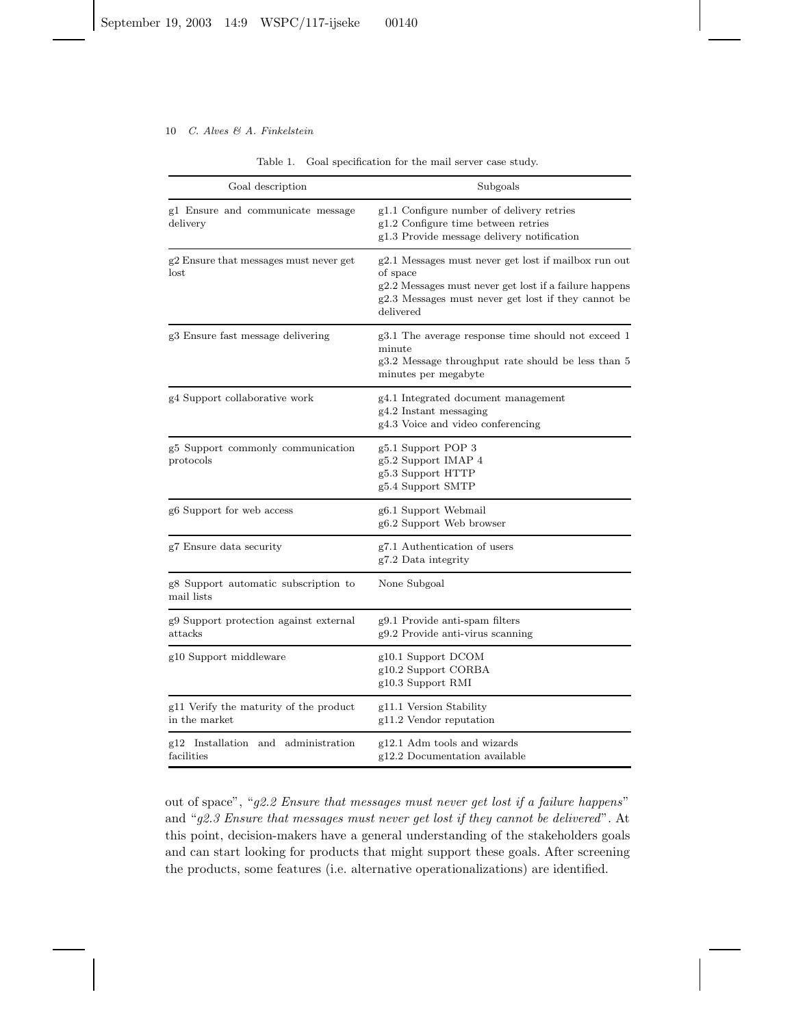Table 1. Goal specification for the mail server case study.

| Goal description | Subgoals |
| --- | --- |
| g1 Ensure and communicate message delivery | g1.1 Configure number of delivery retries<br>g1.2 Configure time between retries<br>g1.3 Provide message delivery notification |
| g2 Ensure that messages must never get lost | g2.1 Messages must never get lost if mailbox run out of space<br>g2.2 Messages must never get lost if a failure happens<br>g2.3 Messages must never get lost if they cannot be delivered |
| g3 Ensure fast message delivering | g3.1 The average response time should not exceed 1 minute<br>g3.2 Message throughput rate should be less than 5 minutes per megabyte |
| g4 Support collaborative work | g4.1 Integrated document management<br>g4.2 Instant messaging<br>g4.3 Voice and video conferencing |
| g5 Support commonly communication protocols | g5.1 Support POP 3<br>g5.2 Support IMAP 4<br>g5.3 Support HTTP<br>g5.4 Support SMTP |
| g6 Support for web access | g6.1 Support Webmail<br>g6.2 Support Web browser |
| g7 Ensure data security | g7.1 Authentication of users<br>g7.2 Data integrity |
| g8 Support automatic subscription to mail lists | None Subgoal |
| g9 Support protection against external attacks | g9.1 Provide anti-spam filters<br>g9.2 Provide anti-virus scanning |
| g10 Support middleware | g10.1 Support DCOM<br>g10.2 Support CORBA<br>g10.3 Support RMI |
| g11 Verify the maturity of the product in the market | g11.1 Version Stability<br>g11.2 Vendor reputation |
| g12 Installation and administration facilities | g12.1 Adm tools and wizards<br>g12.2 Documentation available |

out of space", "*g2.2 Ensure that messages must never get lost if a failure happens*" and "*g2.3 Ensure that messages must never get lost if they cannot be delivered*". At this point, decision-makers have a general understanding of the stakeholders goals and can start looking for products that might support these goals. After screening the products, some features (i.e. alternative operationalizations) are identified.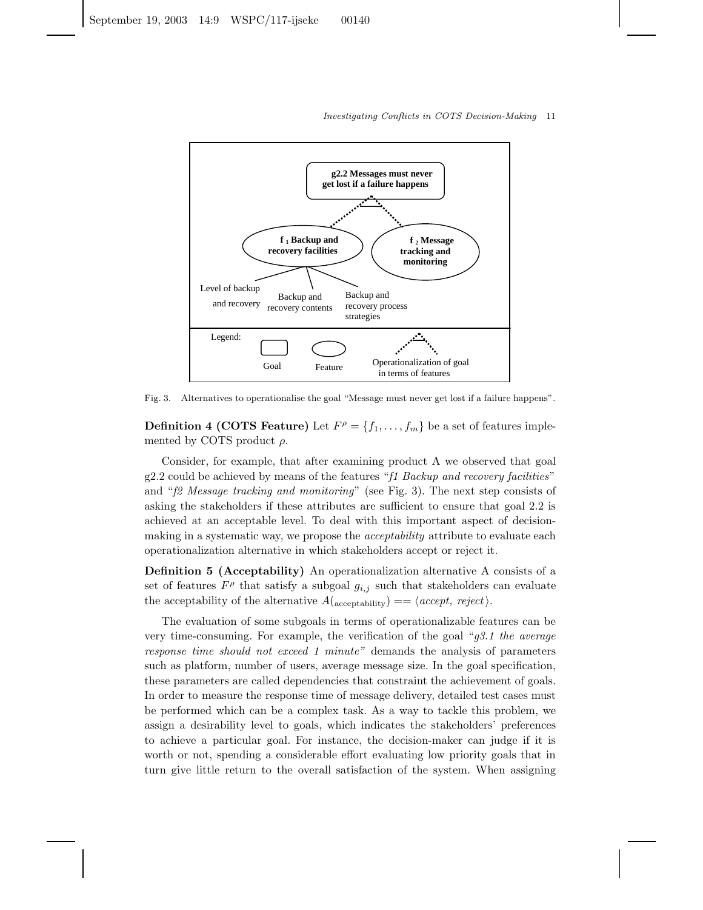Fig. 3. Alternatives to operationalise the goal "Message must never get lost if a failure happens".

**Definition 4 (COTS Feature)** Let $F^{\rho} = \{f_1, \ldots, f_m\}$ be a set of features implemented by COTS product $\rho$.

Consider, for example, that after examining product A we observed that goal g2.2 could be achieved by means of the features "*f1 Backup and recovery facilities*" and "*f2 Message tracking and monitoring*" (see Fig. 3). The next step consists of asking the stakeholders if these attributes are sufficient to ensure that goal 2.2 is achieved at an acceptable level. To deal with this important aspect of decision-making in a systematic way, we propose the *acceptability* attribute to evaluate each operationalization alternative in which stakeholders accept or reject it.

**Definition 5 (Acceptability)** An operationalization alternative A consists of a set of features $F^{\rho}$ that satisfy a subgoal $g_{i,j}$ such that stakeholders can evaluate the acceptability of the alternative $A(_{\text{acceptability}}) == \langle accept,\ reject \rangle$.

The evaluation of some subgoals in terms of operationalizable features can be very time-consuming. For example, the verification of the goal "*g3.1 the average response time should not exceed 1 minute"* demands the analysis of parameters such as platform, number of users, average message size. In the goal specification, these parameters are called dependencies that constraint the achievement of goals. In order to measure the response time of message delivery, detailed test cases must be performed which can be a complex task. As a way to tackle this problem, we assign a desirability level to goals, which indicates the stakeholders' preferences to achieve a particular goal. For instance, the decision-maker can judge if it is worth or not, spending a considerable effort evaluating low priority goals that in turn give little return to the overall satisfaction of the system. When assigning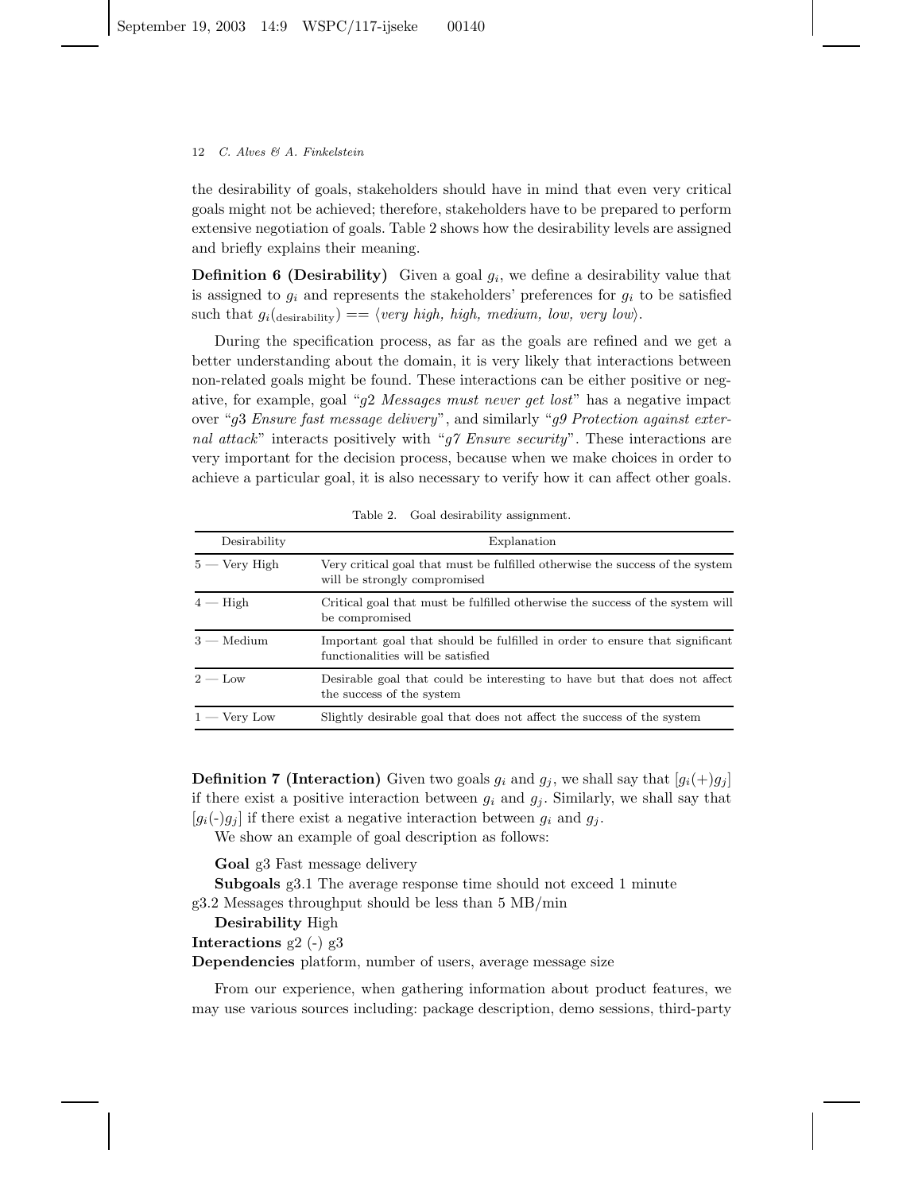the desirability of goals, stakeholders should have in mind that even very critical goals might not be achieved; therefore, stakeholders have to be prepared to perform extensive negotiation of goals. Table 2 shows how the desirability levels are assigned and briefly explains their meaning.

**Definition 6 (Desirability)** Given a goal $g_i$, we define a desirability value that is assigned to $g_i$ and represents the stakeholders' preferences for $g_i$ to be satisfied such that $g_i(_{\text{desirability}}) == \langle$*very high, high, medium, low, very low*$\rangle$.

During the specification process, as far as the goals are refined and we get a better understanding about the domain, it is very likely that interactions between non-related goals might be found. These interactions can be either positive or negative, for example, goal "*g2 Messages must never get lost*" has a negative impact over "*g3 Ensure fast message delivery*", and similarly "*g9 Protection against external attack*" interacts positively with "*g7 Ensure security*". These interactions are very important for the decision process, because when we make choices in order to achieve a particular goal, it is also necessary to verify how it can affect other goals.

Table 2. Goal desirability assignment.

| Desirability | Explanation |
|---|---|
| 5 — Very High | Very critical goal that must be fulfilled otherwise the success of the system will be strongly compromised |
| 4 — High | Critical goal that must be fulfilled otherwise the success of the system will be compromised |
| 3 — Medium | Important goal that should be fulfilled in order to ensure that significant functionalities will be satisfied |
| 2 — Low | Desirable goal that could be interesting to have but that does not affect the success of the system |
| 1 — Very Low | Slightly desirable goal that does not affect the success of the system |

**Definition 7 (Interaction)** Given two goals $g_i$ and $g_j$, we shall say that $[g_i(+)g_j]$ if there exist a positive interaction between $g_i$ and $g_j$. Similarly, we shall say that $[g_i(\text{-})g_j]$ if there exist a negative interaction between $g_i$ and $g_j$.

We show an example of goal description as follows:

**Goal** g3 Fast message delivery

**Subgoals** g3.1 The average response time should not exceed 1 minute

g3.2 Messages throughput should be less than 5 MB/min

**Desirability** High

**Interactions** g2 (-) g3

**Dependencies** platform, number of users, average message size

From our experience, when gathering information about product features, we may use various sources including: package description, demo sessions, third-party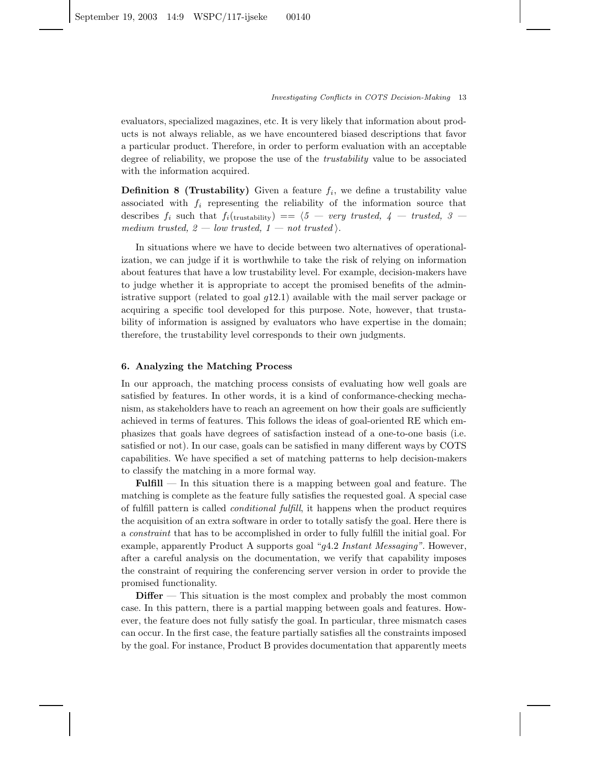evaluators, specialized magazines, etc. It is very likely that information about products is not always reliable, as we have encountered biased descriptions that favor a particular product. Therefore, in order to perform evaluation with an acceptable degree of reliability, we propose the use of the *trustability* value to be associated with the information acquired.

**Definition 8 (Trustability)** Given a feature $f_i$, we define a trustability value associated with $f_i$ representing the reliability of the information source that describes $f_i$ such that $f_i(_{\text{trustability}}) == \langle$ *5 — very trusted, 4 — trusted, 3 — medium trusted, 2 — low trusted, 1 — not trusted* $\rangle$.

In situations where we have to decide between two alternatives of operationalization, we can judge if it is worthwhile to take the risk of relying on information about features that have a low trustability level. For example, decision-makers have to judge whether it is appropriate to accept the promised benefits of the administrative support (related to goal $g12.1$) available with the mail server package or acquiring a specific tool developed for this purpose. Note, however, that trustability of information is assigned by evaluators who have expertise in the domain; therefore, the trustability level corresponds to their own judgments.

## 6. Analyzing the Matching Process

In our approach, the matching process consists of evaluating how well goals are satisfied by features. In other words, it is a kind of conformance-checking mechanism, as stakeholders have to reach an agreement on how their goals are sufficiently achieved in terms of features. This follows the ideas of goal-oriented RE which emphasizes that goals have degrees of satisfaction instead of a one-to-one basis (i.e. satisfied or not). In our case, goals can be satisfied in many different ways by COTS capabilities. We have specified a set of matching patterns to help decision-makers to classify the matching in a more formal way.

**Fulfill** — In this situation there is a mapping between goal and feature. The matching is complete as the feature fully satisfies the requested goal. A special case of fulfill pattern is called *conditional fulfill*, it happens when the product requires the acquisition of an extra software in order to totally satisfy the goal. Here there is a *constraint* that has to be accomplished in order to fully fulfill the initial goal. For example, apparently Product A supports goal "*g*4.2 *Instant Messaging*". However, after a careful analysis on the documentation, we verify that capability imposes the constraint of requiring the conferencing server version in order to provide the promised functionality.

**Differ** — This situation is the most complex and probably the most common case. In this pattern, there is a partial mapping between goals and features. However, the feature does not fully satisfy the goal. In particular, three mismatch cases can occur. In the first case, the feature partially satisfies all the constraints imposed by the goal. For instance, Product B provides documentation that apparently meets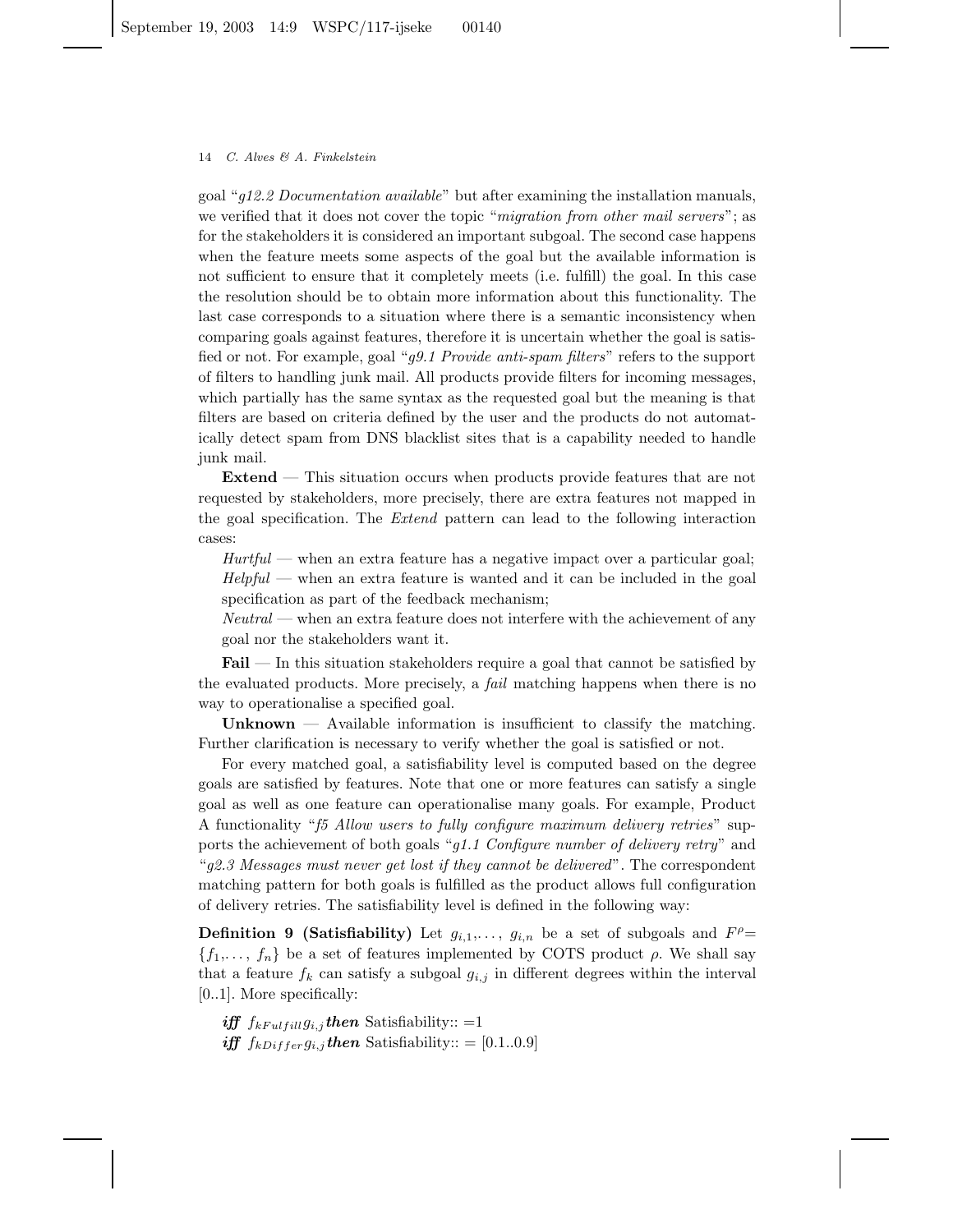goal "*g12.2 Documentation available*" but after examining the installation manuals, we verified that it does not cover the topic "*migration from other mail servers*"; as for the stakeholders it is considered an important subgoal. The second case happens when the feature meets some aspects of the goal but the available information is not sufficient to ensure that it completely meets (i.e. fulfill) the goal. In this case the resolution should be to obtain more information about this functionality. The last case corresponds to a situation where there is a semantic inconsistency when comparing goals against features, therefore it is uncertain whether the goal is satisfied or not. For example, goal "*g9.1 Provide anti-spam filters*" refers to the support of filters to handling junk mail. All products provide filters for incoming messages, which partially has the same syntax as the requested goal but the meaning is that filters are based on criteria defined by the user and the products do not automatically detect spam from DNS blacklist sites that is a capability needed to handle junk mail.

**Extend** — This situation occurs when products provide features that are not requested by stakeholders, more precisely, there are extra features not mapped in the goal specification. The *Extend* pattern can lead to the following interaction cases:

*Hurtful* — when an extra feature has a negative impact over a particular goal;
*Helpful* — when an extra feature is wanted and it can be included in the goal specification as part of the feedback mechanism;
*Neutral* — when an extra feature does not interfere with the achievement of any goal nor the stakeholders want it.

**Fail** — In this situation stakeholders require a goal that cannot be satisfied by the evaluated products. More precisely, a *fail* matching happens when there is no way to operationalise a specified goal.

**Unknown** — Available information is insufficient to classify the matching. Further clarification is necessary to verify whether the goal is satisfied or not.

For every matched goal, a satisfiability level is computed based on the degree goals are satisfied by features. Note that one or more features can satisfy a single goal as well as one feature can operationalise many goals. For example, Product A functionality "*f5 Allow users to fully configure maximum delivery retries*" supports the achievement of both goals "*g1.1 Configure number of delivery retry*" and "*g2.3 Messages must never get lost if they cannot be delivered*". The correspondent matching pattern for both goals is fulfilled as the product allows full configuration of delivery retries. The satisfiability level is defined in the following way:

**Definition 9 (Satisfiability)** Let $g_{i,1},\ldots,\ g_{i,n}$ be a set of subgoals and $F^{\rho}=\{f_1,\ldots,\ f_n\}$ be a set of features implemented by COTS product $\rho$. We shall say that a feature $f_k$ can satisfy a subgoal $g_{i,j}$ in different degrees within the interval [0..1]. More specifically:

***iff*** $f_{k Fulfill} g_{i,j}$ ***then*** Satisfiability:: =1
***iff*** $f_{k Differ} g_{i,j}$ ***then*** Satisfiability:: = [0.1..0.9]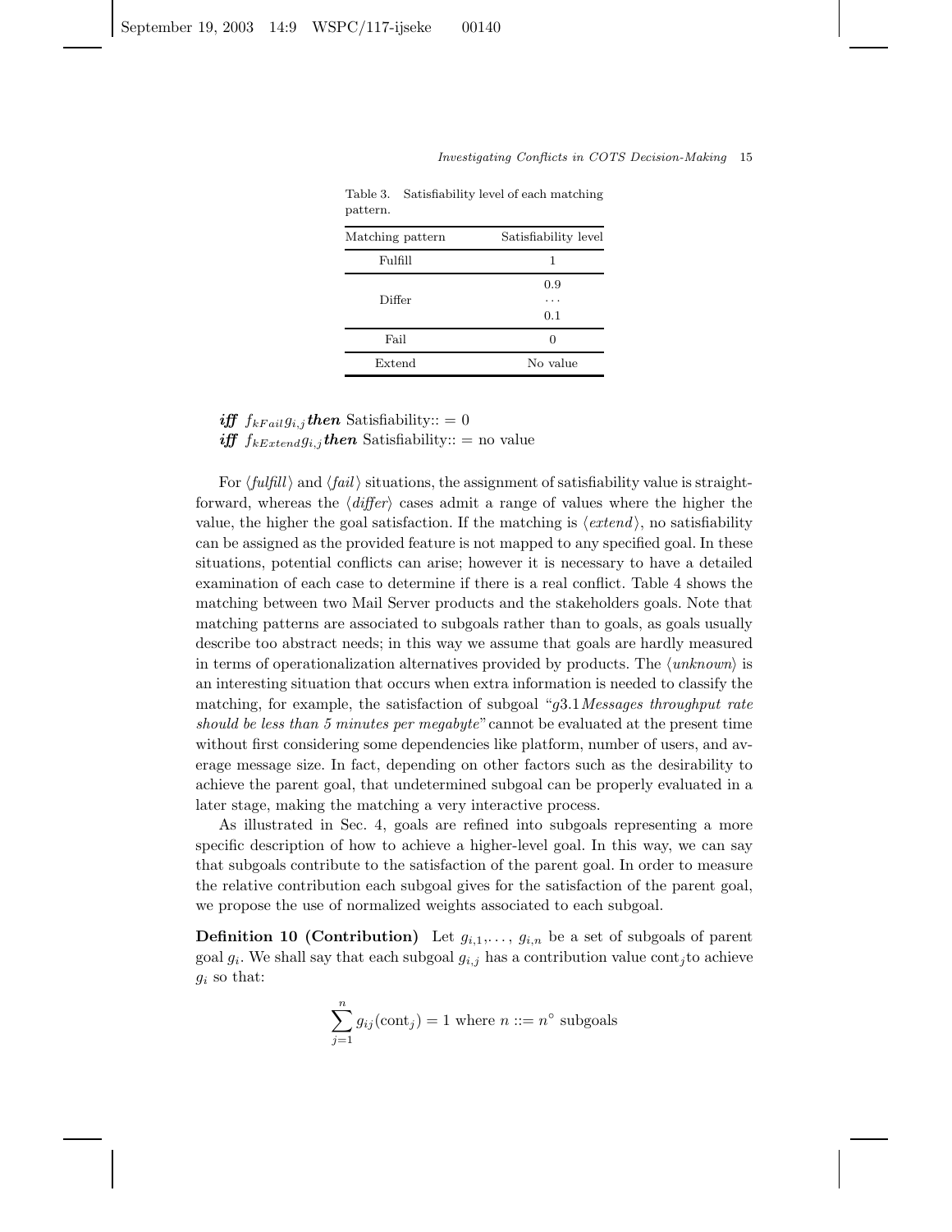Table 3. Satisfiability level of each matching pattern.

| Matching pattern | Satisfiability level |
|---|---|
| Fulfill | 1 |
| Differ | 0.9<br>...<br>0.1 |
| Fail | 0 |
| Extend | No value |

***iff*** $f_{kFail}g_{i,j}$ ***then*** Satisfiability:: = 0
***iff*** $f_{kExtend}g_{i,j}$ ***then*** Satisfiability:: = no value

For ⟨*fulfill*⟩ and ⟨*fail*⟩ situations, the assignment of satisfiability value is straightforward, whereas the ⟨*differ*⟩ cases admit a range of values where the higher the value, the higher the goal satisfaction. If the matching is ⟨*extend*⟩, no satisfiability can be assigned as the provided feature is not mapped to any specified goal. In these situations, potential conflicts can arise; however it is necessary to have a detailed examination of each case to determine if there is a real conflict. Table 4 shows the matching between two Mail Server products and the stakeholders goals. Note that matching patterns are associated to subgoals rather than to goals, as goals usually describe too abstract needs; in this way we assume that goals are hardly measured in terms of operationalization alternatives provided by products. The ⟨*unknown*⟩ is an interesting situation that occurs when extra information is needed to classify the matching, for example, the satisfaction of subgoal "*g*3.1*Messages throughput rate should be less than 5 minutes per megabyte*" cannot be evaluated at the present time without first considering some dependencies like platform, number of users, and average message size. In fact, depending on other factors such as the desirability to achieve the parent goal, that undetermined subgoal can be properly evaluated in a later stage, making the matching a very interactive process.

As illustrated in Sec. 4, goals are refined into subgoals representing a more specific description of how to achieve a higher-level goal. In this way, we can say that subgoals contribute to the satisfaction of the parent goal. In order to measure the relative contribution each subgoal gives for the satisfaction of the parent goal, we propose the use of normalized weights associated to each subgoal.

**Definition 10 (Contribution)** Let $g_{i,1},\ldots, g_{i,n}$ be a set of subgoals of parent goal $g_i$. We shall say that each subgoal $g_{i,j}$ has a contribution value $\text{cont}_j$ to achieve $g_i$ so that:

$$\sum_{j=1}^{n} g_{ij}(\text{cont}_j) = 1 \text{ where } n ::= n^\circ \text{ subgoals}$$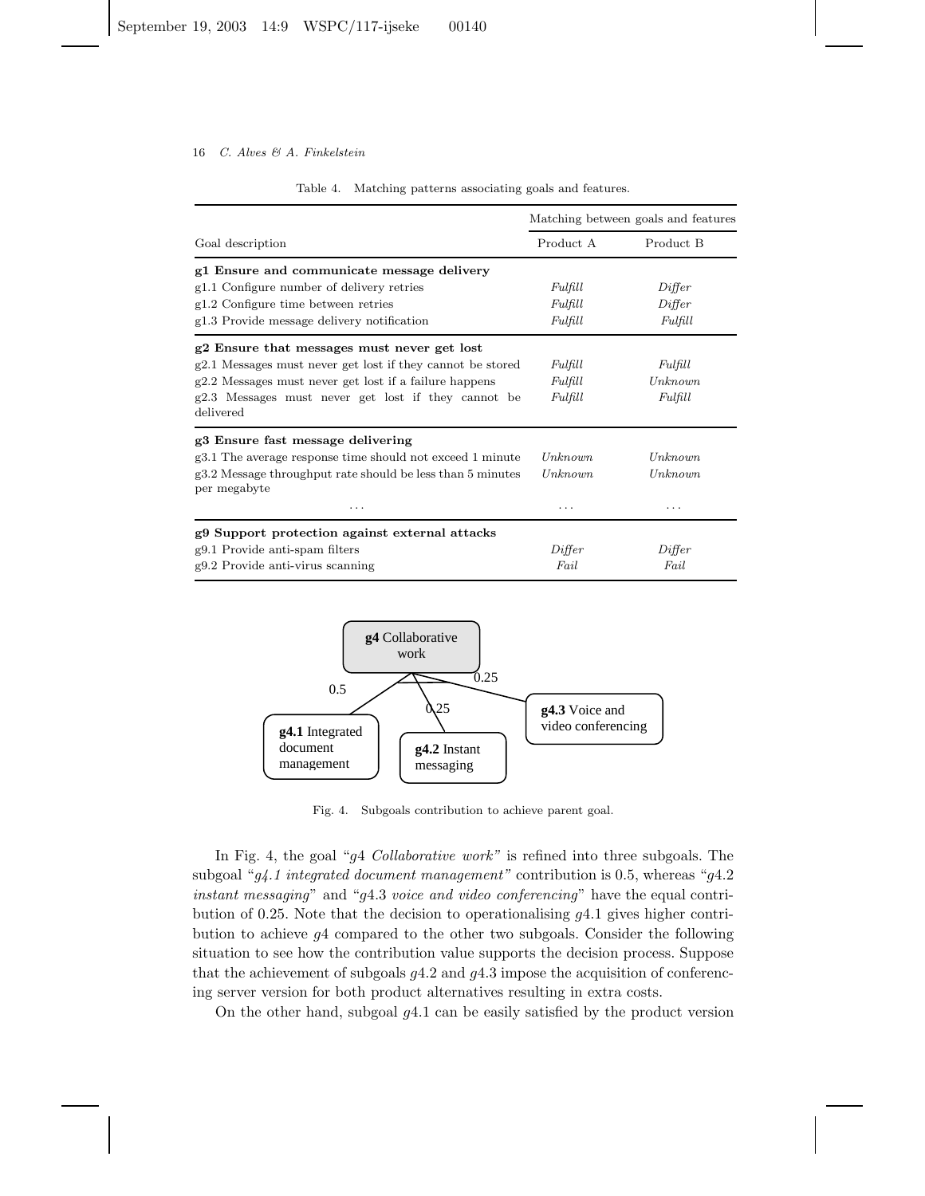Table 4. Matching patterns associating goals and features.

| Goal description | Matching between goals and features | |
|---|---|---|
| | Product A | Product B |
| **g1 Ensure and communicate message delivery** | | |
| g1.1 Configure number of delivery retries | *Fulfill* | *Differ* |
| g1.2 Configure time between retries | *Fulfill* | *Differ* |
| g1.3 Provide message delivery notification | *Fulfill* | *Fulfill* |
| **g2 Ensure that messages must never get lost** | | |
| g2.1 Messages must never get lost if they cannot be stored | *Fulfill* | *Fulfill* |
| g2.2 Messages must never get lost if a failure happens | *Fulfill* | *Unknown* |
| g2.3 Messages must never get lost if they cannot be delivered | *Fulfill* | *Fulfill* |
| **g3 Ensure fast message delivering** | | |
| g3.1 The average response time should not exceed 1 minute | *Unknown* | *Unknown* |
| g3.2 Message throughput rate should be less than 5 minutes per megabyte | *Unknown* | *Unknown* |
| ... | ... | ... |
| **g9 Support protection against external attacks** | | |
| g9.1 Provide anti-spam filters | *Differ* | *Differ* |
| g9.2 Provide anti-virus scanning | *Fail* | *Fail* |

**g4** Collaborative work — 0.5 → **g4.1** Integrated document management; 0.25 → **g4.2** Instant messaging; 0.25 → **g4.3** Voice and video conferencing

Fig. 4. Subgoals contribution to achieve parent goal.

In Fig. 4, the goal "$g4$ *Collaborative work*" is refined into three subgoals. The subgoal "*g4.1 integrated document management*" contribution is 0.5, whereas "$g4.2$ *instant messaging*" and "$g4.3$ *voice and video conferencing*" have the equal contribution of 0.25. Note that the decision to operationalising $g4.1$ gives higher contribution to achieve $g4$ compared to the other two subgoals. Consider the following situation to see how the contribution value supports the decision process. Suppose that the achievement of subgoals $g4.2$ and $g4.3$ impose the acquisition of conferencing server version for both product alternatives resulting in extra costs.

On the other hand, subgoal $g4.1$ can be easily satisfied by the product version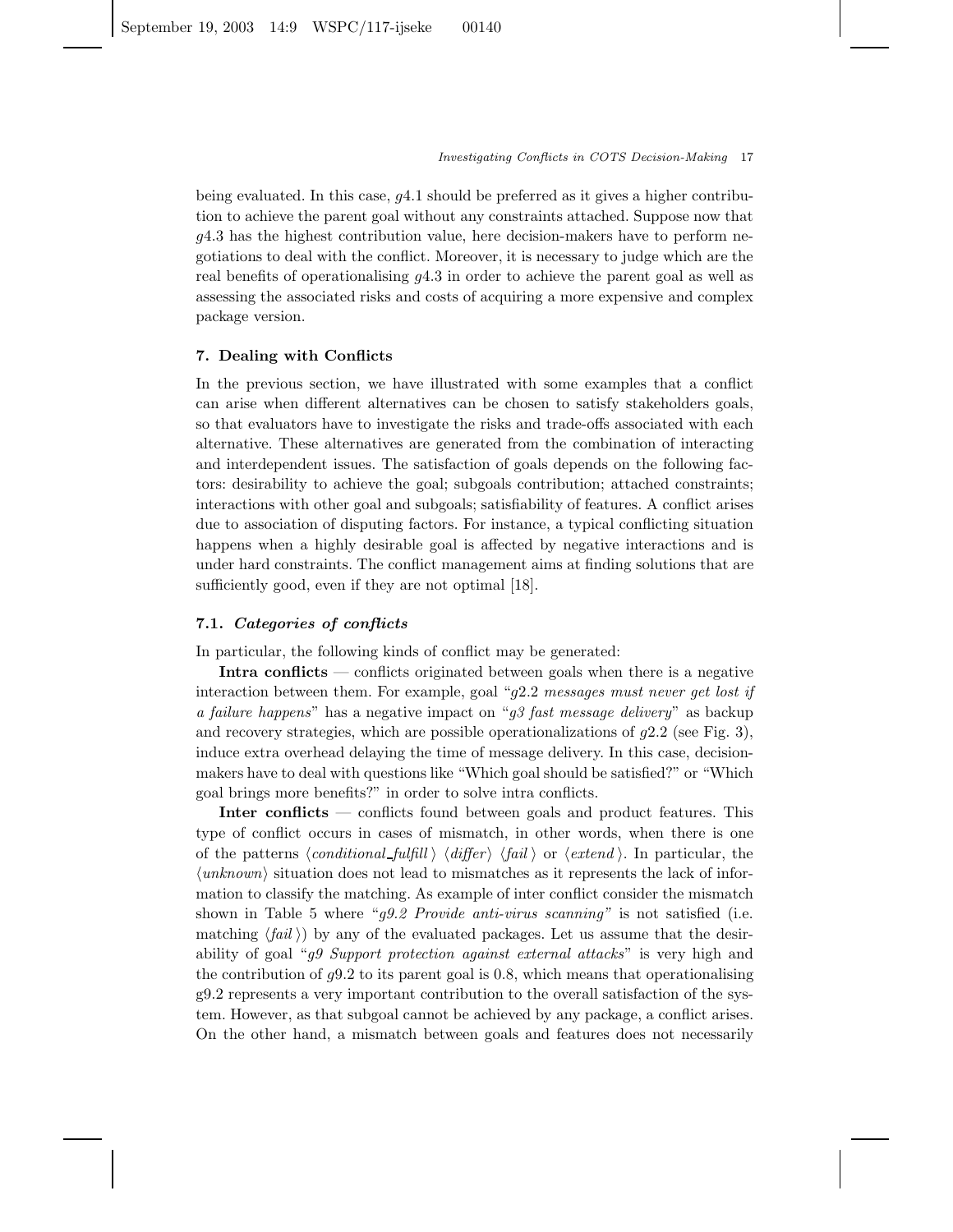being evaluated. In this case, $g4.1$ should be preferred as it gives a higher contribution to achieve the parent goal without any constraints attached. Suppose now that $g4.3$ has the highest contribution value, here decision-makers have to perform negotiations to deal with the conflict. Moreover, it is necessary to judge which are the real benefits of operationalising $g4.3$ in order to achieve the parent goal as well as assessing the associated risks and costs of acquiring a more expensive and complex package version.

## 7. Dealing with Conflicts

In the previous section, we have illustrated with some examples that a conflict can arise when different alternatives can be chosen to satisfy stakeholders goals, so that evaluators have to investigate the risks and trade-offs associated with each alternative. These alternatives are generated from the combination of interacting and interdependent issues. The satisfaction of goals depends on the following factors: desirability to achieve the goal; subgoals contribution; attached constraints; interactions with other goal and subgoals; satisfiability of features. A conflict arises due to association of disputing factors. For instance, a typical conflicting situation happens when a highly desirable goal is affected by negative interactions and is under hard constraints. The conflict management aims at finding solutions that are sufficiently good, even if they are not optimal [18].

### 7.1. *Categories of conflicts*

In particular, the following kinds of conflict may be generated:

**Intra conflicts** — conflicts originated between goals when there is a negative interaction between them. For example, goal "*g2.2 messages must never get lost if a failure happens*" has a negative impact on "*g3 fast message delivery*" as backup and recovery strategies, which are possible operationalizations of $g2.2$ (see Fig. 3), induce extra overhead delaying the time of message delivery. In this case, decision-makers have to deal with questions like "Which goal should be satisfied?" or "Which goal brings more benefits?" in order to solve intra conflicts.

**Inter conflicts** — conflicts found between goals and product features. This type of conflict occurs in cases of mismatch, in other words, when there is one of the patterns ⟨*conditional_fulfill*⟩ ⟨*differ*⟩ ⟨*fail*⟩ or ⟨*extend*⟩. In particular, the ⟨*unknown*⟩ situation does not lead to mismatches as it represents the lack of information to classify the matching. As example of inter conflict consider the mismatch shown in Table 5 where "*g9.2 Provide anti-virus scanning*" is not satisfied (i.e. matching ⟨*fail*⟩) by any of the evaluated packages. Let us assume that the desirability of goal "*g9 Support protection against external attacks*" is very high and the contribution of $g9.2$ to its parent goal is 0.8, which means that operationalising g9.2 represents a very important contribution to the overall satisfaction of the system. However, as that subgoal cannot be achieved by any package, a conflict arises. On the other hand, a mismatch between goals and features does not necessarily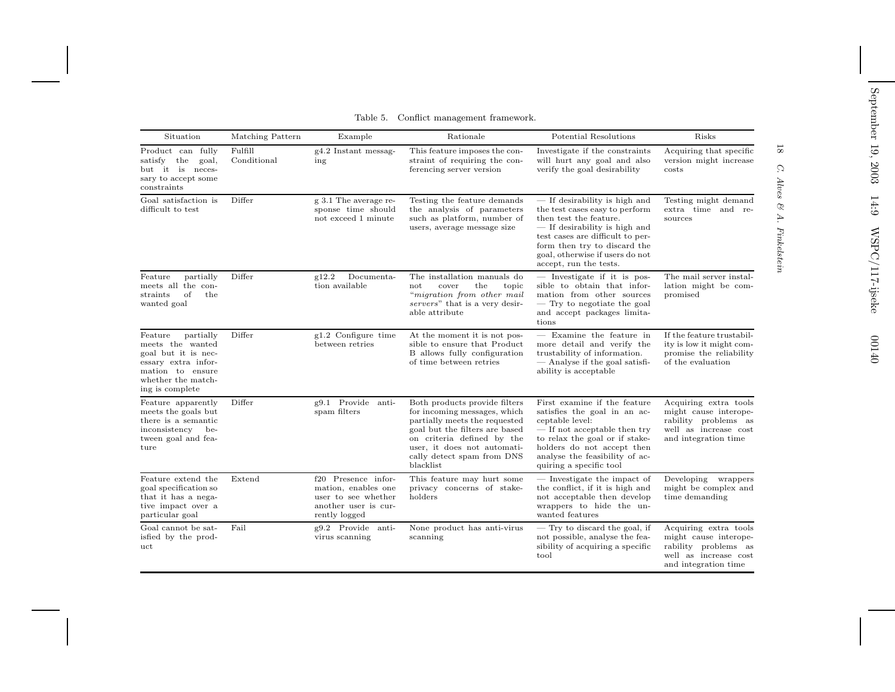Table 5. Conflict management framework.

| Situation | Matching Pattern | Example | Rationale | Potential Resolutions | Risks |
|---|---|---|---|---|---|
| Product can fully satisfy the goal, but it is necessary to accept some constraints | Fulfill Conditional | g4.2 Instant messaging | This feature imposes the constraint of requiring the conferencing server version | Investigate if the constraints will hurt any goal and also verify the goal desirability | Acquiring that specific version might increase costs |
| Goal satisfaction is difficult to test | Differ | g 3.1 The average response time should not exceed 1 minute | Testing the feature demands the analysis of parameters such as platform, number of users, average message size | — If desirability is high and the test cases easy to perform then test the feature.<br>— If desirability is high and test cases are difficult to perform then try to discard the goal, otherwise if users do not accept, run the tests. | Testing might demand extra time and resources |
| Feature partially meets all the constraints of the wanted goal | Differ | g12.2 Documentation available | The installation manuals do not cover the topic "*migration from other mail servers*" that is a very desirable attribute | — Investigate if it is possible to obtain that information from other sources<br>— Try to negotiate the goal and accept packages limitations | The mail server installation might be compromised |
| Feature partially meets the wanted goal but it is necessary extra information to ensure whether the matching is complete | Differ | g1.2 Configure time between retries | At the moment it is not possible to ensure that Product B allows fully configuration of time between retries | — Examine the feature in more detail and verify the trustability of information.<br>— Analyse if the goal satisfiability is acceptable | If the feature trustability is low it might compromise the reliability of the evaluation |
| Feature apparently meets the goals but there is a semantic inconsistency between goal and feature | Differ | g9.1 Provide anti-spam filters | Both products provide filters for incoming messages, which partially meets the requested goal but the filters are based on criteria defined by the user, it does not automatically detect spam from DNS blacklist | First examine if the feature satisfies the goal in an acceptable level:<br>— If not acceptable then try to relax the goal or if stakeholders do not accept then analyse the feasibility of acquiring a specific tool | Acquiring extra tools might cause interoperability problems as well as increase cost and integration time |
| Feature extend the goal specification so that it has a negative impact over a particular goal | Extend | f20 Presence information, enables one user to see whether another user is currently logged | This feature may hurt some privacy concerns of stakeholders | — Investigate the impact of the conflict, if it is high and not acceptable then develop wrappers to hide the unwanted features | Developing wrappers might be complex and time demanding |
| Goal cannot be satisfied by the product | Fail | g9.2 Provide anti-virus scanning | None product has anti-virus scanning | — Try to discard the goal, if not possible, analyse the feasibility of acquiring a specific tool | Acquiring extra tools might cause interoperability problems as well as increase cost and integration time |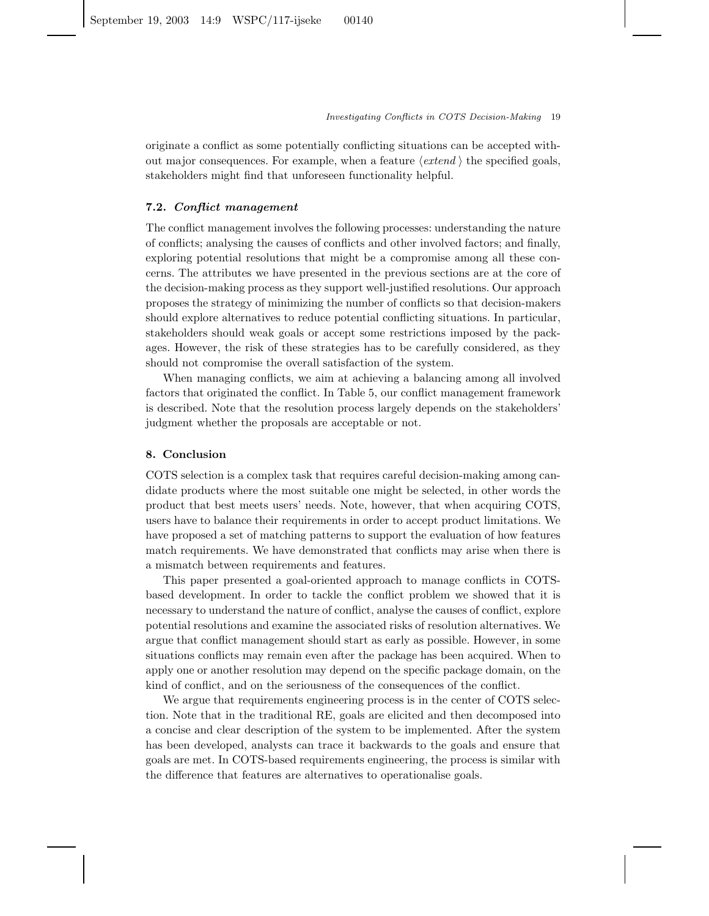originate a conflict as some potentially conflicting situations can be accepted without major consequences. For example, when a feature ⟨*extend*⟩ the specified goals, stakeholders might find that unforeseen functionality helpful.

### 7.2. *Conflict management*

The conflict management involves the following processes: understanding the nature of conflicts; analysing the causes of conflicts and other involved factors; and finally, exploring potential resolutions that might be a compromise among all these concerns. The attributes we have presented in the previous sections are at the core of the decision-making process as they support well-justified resolutions. Our approach proposes the strategy of minimizing the number of conflicts so that decision-makers should explore alternatives to reduce potential conflicting situations. In particular, stakeholders should weak goals or accept some restrictions imposed by the packages. However, the risk of these strategies has to be carefully considered, as they should not compromise the overall satisfaction of the system.

When managing conflicts, we aim at achieving a balancing among all involved factors that originated the conflict. In Table 5, our conflict management framework is described. Note that the resolution process largely depends on the stakeholders' judgment whether the proposals are acceptable or not.

## 8. Conclusion

COTS selection is a complex task that requires careful decision-making among candidate products where the most suitable one might be selected, in other words the product that best meets users' needs. Note, however, that when acquiring COTS, users have to balance their requirements in order to accept product limitations. We have proposed a set of matching patterns to support the evaluation of how features match requirements. We have demonstrated that conflicts may arise when there is a mismatch between requirements and features.

This paper presented a goal-oriented approach to manage conflicts in COTS-based development. In order to tackle the conflict problem we showed that it is necessary to understand the nature of conflict, analyse the causes of conflict, explore potential resolutions and examine the associated risks of resolution alternatives. We argue that conflict management should start as early as possible. However, in some situations conflicts may remain even after the package has been acquired. When to apply one or another resolution may depend on the specific package domain, on the kind of conflict, and on the seriousness of the consequences of the conflict.

We argue that requirements engineering process is in the center of COTS selection. Note that in the traditional RE, goals are elicited and then decomposed into a concise and clear description of the system to be implemented. After the system has been developed, analysts can trace it backwards to the goals and ensure that goals are met. In COTS-based requirements engineering, the process is similar with the difference that features are alternatives to operationalise goals.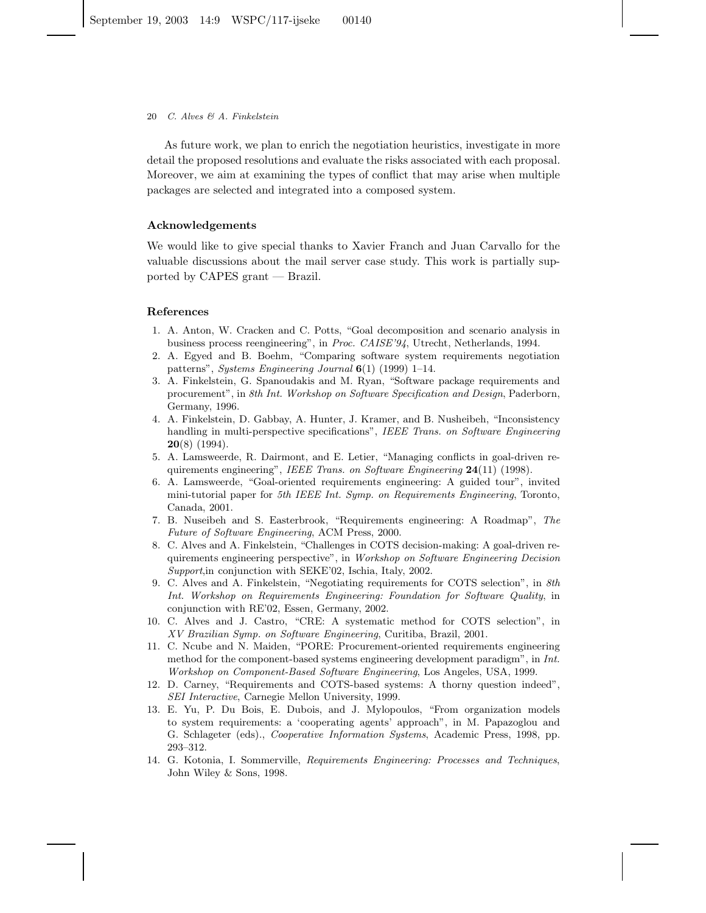As future work, we plan to enrich the negotiation heuristics, investigate in more detail the proposed resolutions and evaluate the risks associated with each proposal. Moreover, we aim at examining the types of conflict that may arise when multiple packages are selected and integrated into a composed system.

## Acknowledgements

We would like to give special thanks to Xavier Franch and Juan Carvallo for the valuable discussions about the mail server case study. This work is partially supported by CAPES grant — Brazil.

## References

1. A. Anton, W. Cracken and C. Potts, "Goal decomposition and scenario analysis in business process reengineering", in *Proc. CAISE'94*, Utrecht, Netherlands, 1994.
2. A. Egyed and B. Boehm, "Comparing software system requirements negotiation patterns", *Systems Engineering Journal* **6**(1) (1999) 1–14.
3. A. Finkelstein, G. Spanoudakis and M. Ryan, "Software package requirements and procurement", in *8th Int. Workshop on Software Specification and Design*, Paderborn, Germany, 1996.
4. A. Finkelstein, D. Gabbay, A. Hunter, J. Kramer, and B. Nusheibeh, "Inconsistency handling in multi-perspective specifications", *IEEE Trans. on Software Engineering* **20**(8) (1994).
5. A. Lamsweerde, R. Dairmont, and E. Letier, "Managing conflicts in goal-driven requirements engineering", *IEEE Trans. on Software Engineering* **24**(11) (1998).
6. A. Lamsweerde, "Goal-oriented requirements engineering: A guided tour", invited mini-tutorial paper for *5th IEEE Int. Symp. on Requirements Engineering*, Toronto, Canada, 2001.
7. B. Nuseibeh and S. Easterbrook, "Requirements engineering: A Roadmap", *The Future of Software Engineering*, ACM Press, 2000.
8. C. Alves and A. Finkelstein, "Challenges in COTS decision-making: A goal-driven requirements engineering perspective", in *Workshop on Software Engineering Decision Support*,in conjunction with SEKE'02, Ischia, Italy, 2002.
9. C. Alves and A. Finkelstein, "Negotiating requirements for COTS selection", in *8th Int. Workshop on Requirements Engineering: Foundation for Software Quality*, in conjunction with RE'02, Essen, Germany, 2002.
10. C. Alves and J. Castro, "CRE: A systematic method for COTS selection", in *XV Brazilian Symp. on Software Engineering*, Curitiba, Brazil, 2001.
11. C. Ncube and N. Maiden, "PORE: Procurement-oriented requirements engineering method for the component-based systems engineering development paradigm", in *Int. Workshop on Component-Based Software Engineering*, Los Angeles, USA, 1999.
12. D. Carney, "Requirements and COTS-based systems: A thorny question indeed", *SEI Interactive*, Carnegie Mellon University, 1999.
13. E. Yu, P. Du Bois, E. Dubois, and J. Mylopoulos, "From organization models to system requirements: a 'cooperating agents' approach", in M. Papazoglou and G. Schlageter (eds)., *Cooperative Information Systems*, Academic Press, 1998, pp. 293–312.
14. G. Kotonia, I. Sommerville, *Requirements Engineering: Processes and Techniques*, John Wiley & Sons, 1998.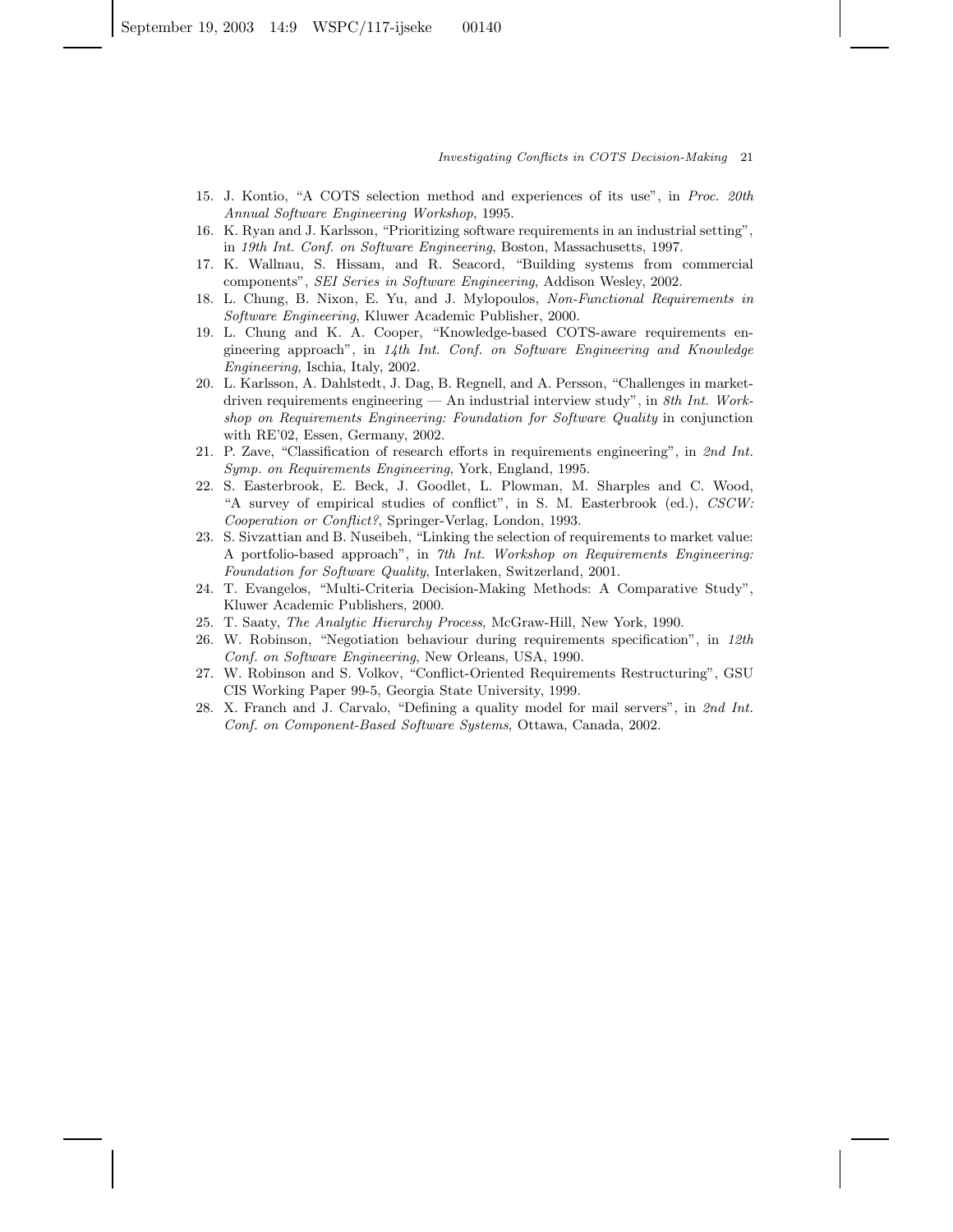15. J. Kontio, "A COTS selection method and experiences of its use", in *Proc. 20th Annual Software Engineering Workshop*, 1995.
16. K. Ryan and J. Karlsson, "Prioritizing software requirements in an industrial setting", in *19th Int. Conf. on Software Engineering*, Boston, Massachusetts, 1997.
17. K. Wallnau, S. Hissam, and R. Seacord, "Building systems from commercial components", *SEI Series in Software Engineering*, Addison Wesley, 2002.
18. L. Chung, B. Nixon, E. Yu, and J. Mylopoulos, *Non-Functional Requirements in Software Engineering*, Kluwer Academic Publisher, 2000.
19. L. Chung and K. A. Cooper, "Knowledge-based COTS-aware requirements engineering approach", in *14th Int. Conf. on Software Engineering and Knowledge Engineering*, Ischia, Italy, 2002.
20. L. Karlsson, A. Dahlstedt, J. Dag, B. Regnell, and A. Persson, "Challenges in market-driven requirements engineering — An industrial interview study", in *8th Int. Workshop on Requirements Engineering: Foundation for Software Quality* in conjunction with RE'02, Essen, Germany, 2002.
21. P. Zave, "Classification of research efforts in requirements engineering", in *2nd Int. Symp. on Requirements Engineering*, York, England, 1995.
22. S. Easterbrook, E. Beck, J. Goodlet, L. Plowman, M. Sharples and C. Wood, "A survey of empirical studies of conflict", in S. M. Easterbrook (ed.), *CSCW: Cooperation or Conflict?*, Springer-Verlag, London, 1993.
23. S. Sivzattian and B. Nuseibeh, "Linking the selection of requirements to market value: A portfolio-based approach", in *7th Int. Workshop on Requirements Engineering: Foundation for Software Quality*, Interlaken, Switzerland, 2001.
24. T. Evangelos, "Multi-Criteria Decision-Making Methods: A Comparative Study", Kluwer Academic Publishers, 2000.
25. T. Saaty, *The Analytic Hierarchy Process*, McGraw-Hill, New York, 1990.
26. W. Robinson, "Negotiation behaviour during requirements specification", in *12th Conf. on Software Engineering*, New Orleans, USA, 1990.
27. W. Robinson and S. Volkov, "Conflict-Oriented Requirements Restructuring", GSU CIS Working Paper 99-5, Georgia State University, 1999.
28. X. Franch and J. Carvalo, "Defining a quality model for mail servers", in *2nd Int. Conf. on Component-Based Software Systems*, Ottawa, Canada, 2002.